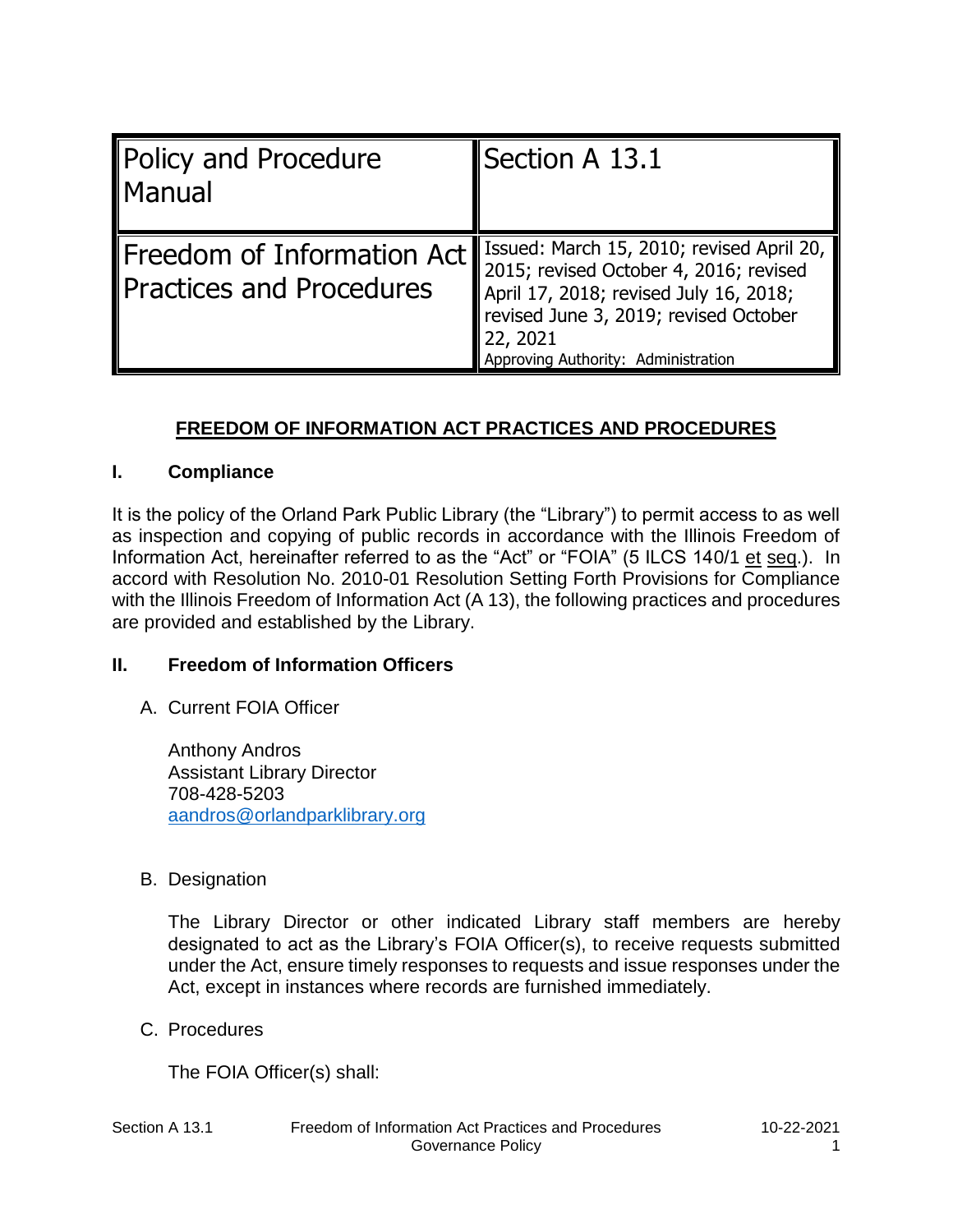| Policy and Procedure Manual | Section A 13.1 |
| --- | --- |
| Freedom of Information Act Practices and Procedures | Issued: March 15, 2010; revised April 20, 2015; revised October 4, 2016; revised April 17, 2018; revised July 16, 2018; revised June 3, 2019; revised October 22, 2021<br>Approving Authority: Administration |

# FREEDOM OF INFORMATION ACT PRACTICES AND PROCEDURES

## I. Compliance

It is the policy of the Orland Park Public Library (the "Library") to permit access to as well as inspection and copying of public records in accordance with the Illinois Freedom of Information Act, hereinafter referred to as the "Act" or "FOIA" (5 ILCS 140/1 et seq.). In accord with Resolution No. 2010-01 Resolution Setting Forth Provisions for Compliance with the Illinois Freedom of Information Act (A 13), the following practices and procedures are provided and established by the Library.

## II. Freedom of Information Officers

A. Current FOIA Officer

Anthony Andros
Assistant Library Director
708-428-5203
aandros@orlandparklibrary.org

B. Designation

The Library Director or other indicated Library staff members are hereby designated to act as the Library's FOIA Officer(s), to receive requests submitted under the Act, ensure timely responses to requests and issue responses under the Act, except in instances where records are furnished immediately.

C. Procedures

The FOIA Officer(s) shall: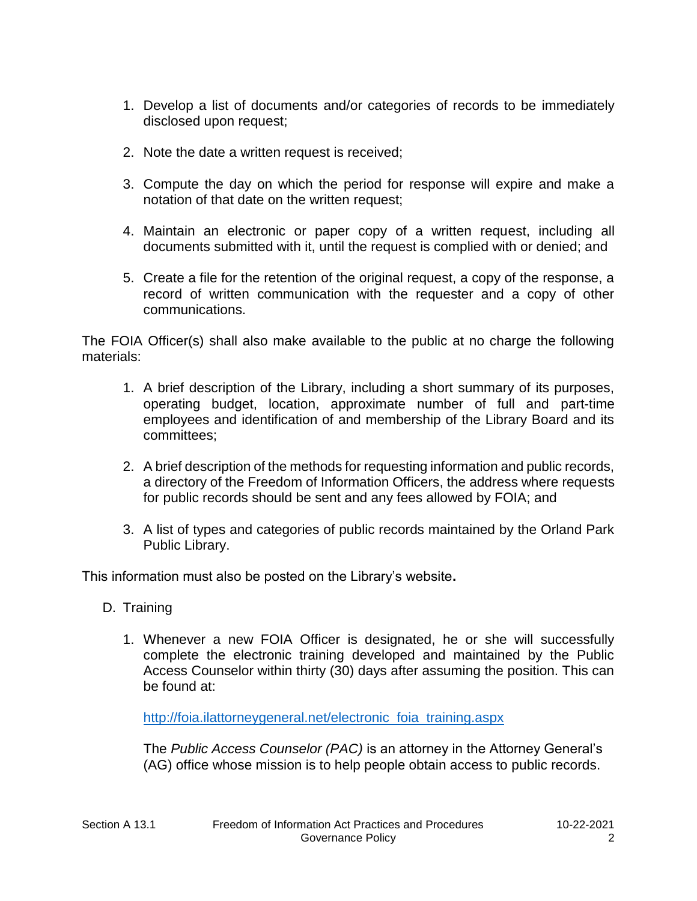1. Develop a list of documents and/or categories of records to be immediately disclosed upon request;

2. Note the date a written request is received;

3. Compute the day on which the period for response will expire and make a notation of that date on the written request;

4. Maintain an electronic or paper copy of a written request, including all documents submitted with it, until the request is complied with or denied; and

5. Create a file for the retention of the original request, a copy of the response, a record of written communication with the requester and a copy of other communications.

The FOIA Officer(s) shall also make available to the public at no charge the following materials:

1. A brief description of the Library, including a short summary of its purposes, operating budget, location, approximate number of full and part-time employees and identification of and membership of the Library Board and its committees;

2. A brief description of the methods for requesting information and public records, a directory of the Freedom of Information Officers, the address where requests for public records should be sent and any fees allowed by FOIA; and

3. A list of types and categories of public records maintained by the Orland Park Public Library.

This information must also be posted on the Library's website**.**

D. Training

1. Whenever a new FOIA Officer is designated, he or she will successfully complete the electronic training developed and maintained by the Public Access Counselor within thirty (30) days after assuming the position. This can be found at:

   [http://foia.ilattorneygeneral.net/electronic_foia_training.aspx](http://foia.ilattorneygeneral.net/electronic_foia_training.aspx)

   The *Public Access Counselor (PAC)* is an attorney in the Attorney General's (AG) office whose mission is to help people obtain access to public records.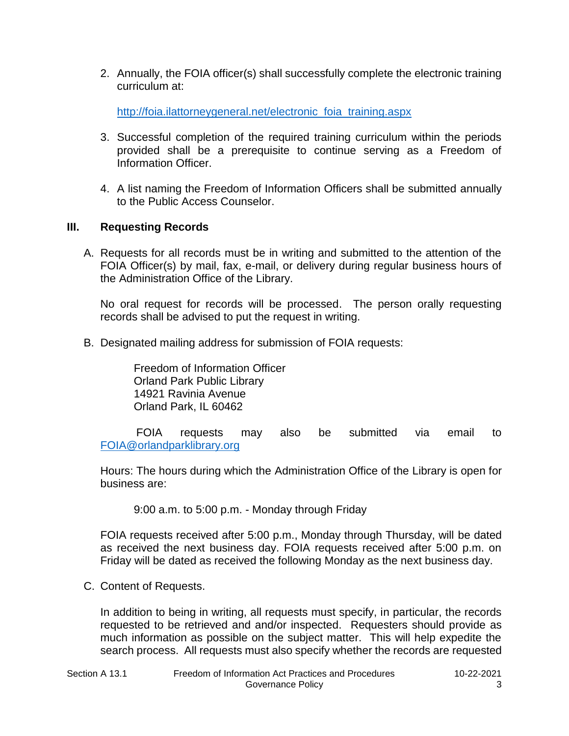2. Annually, the FOIA officer(s) shall successfully complete the electronic training curriculum at:

   http://foia.ilattorneygeneral.net/electronic_foia_training.aspx

3. Successful completion of the required training curriculum within the periods provided shall be a prerequisite to continue serving as a Freedom of Information Officer.

4. A list naming the Freedom of Information Officers shall be submitted annually to the Public Access Counselor.

## III. Requesting Records

A. Requests for all records must be in writing and submitted to the attention of the FOIA Officer(s) by mail, fax, e-mail, or delivery during regular business hours of the Administration Office of the Library.

   No oral request for records will be processed. The person orally requesting records shall be advised to put the request in writing.

B. Designated mailing address for submission of FOIA requests:

   Freedom of Information Officer
   Orland Park Public Library
   14921 Ravinia Avenue
   Orland Park, IL 60462

   FOIA requests may also be submitted via email to FOIA@orlandparklibrary.org

   Hours: The hours during which the Administration Office of the Library is open for business are:

   9:00 a.m. to 5:00 p.m. - Monday through Friday

   FOIA requests received after 5:00 p.m., Monday through Thursday, will be dated as received the next business day. FOIA requests received after 5:00 p.m. on Friday will be dated as received the following Monday as the next business day.

C. Content of Requests.

   In addition to being in writing, all requests must specify, in particular, the records requested to be retrieved and and/or inspected. Requesters should provide as much information as possible on the subject matter. This will help expedite the search process. All requests must also specify whether the records are requested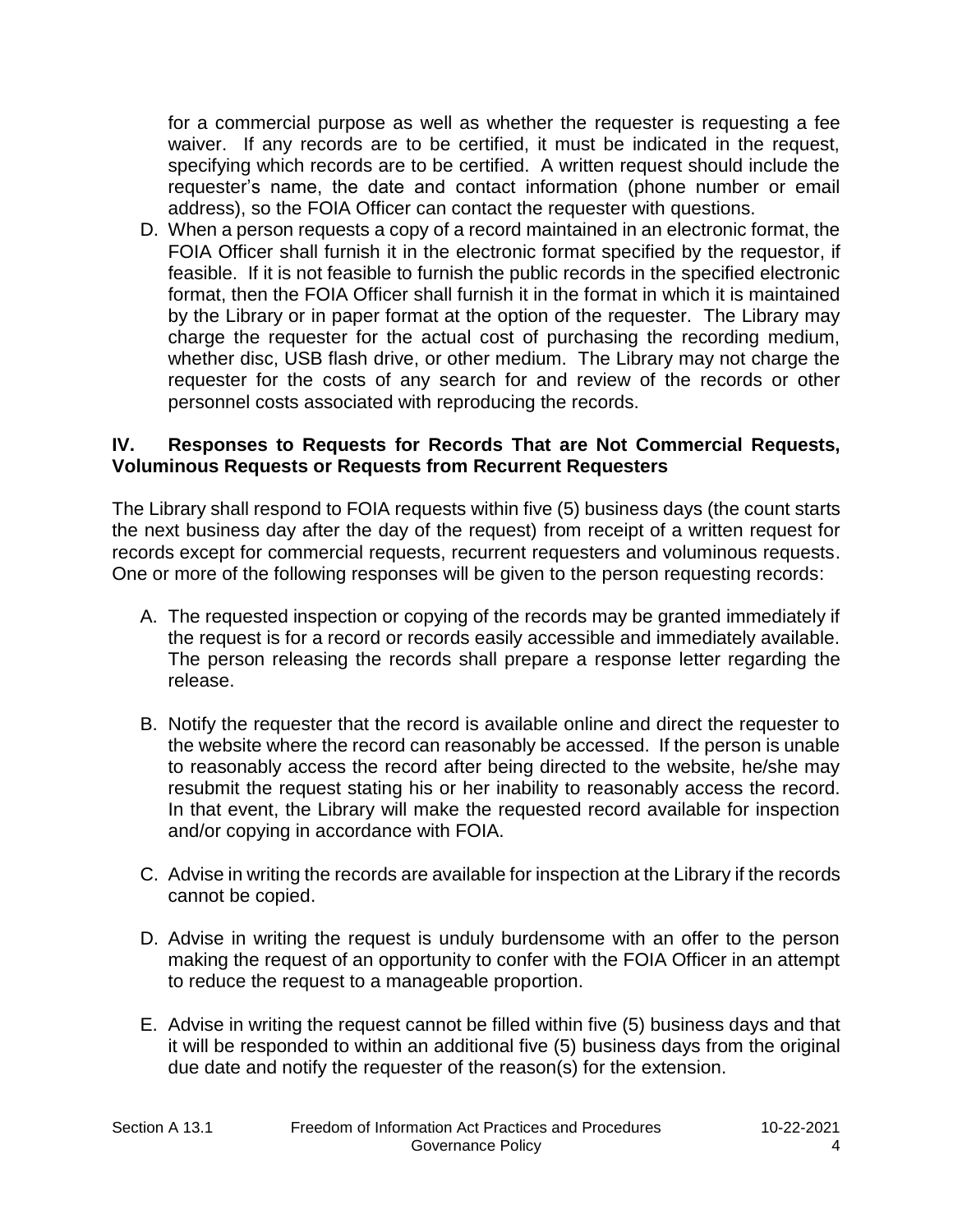for a commercial purpose as well as whether the requester is requesting a fee waiver. If any records are to be certified, it must be indicated in the request, specifying which records are to be certified. A written request should include the requester's name, the date and contact information (phone number or email address), so the FOIA Officer can contact the requester with questions.

D. When a person requests a copy of a record maintained in an electronic format, the FOIA Officer shall furnish it in the electronic format specified by the requestor, if feasible. If it is not feasible to furnish the public records in the specified electronic format, then the FOIA Officer shall furnish it in the format in which it is maintained by the Library or in paper format at the option of the requester. The Library may charge the requester for the actual cost of purchasing the recording medium, whether disc, USB flash drive, or other medium. The Library may not charge the requester for the costs of any search for and review of the records or other personnel costs associated with reproducing the records.

## IV. Responses to Requests for Records That are Not Commercial Requests, Voluminous Requests or Requests from Recurrent Requesters

The Library shall respond to FOIA requests within five (5) business days (the count starts the next business day after the day of the request) from receipt of a written request for records except for commercial requests, recurrent requesters and voluminous requests. One or more of the following responses will be given to the person requesting records:

A. The requested inspection or copying of the records may be granted immediately if the request is for a record or records easily accessible and immediately available. The person releasing the records shall prepare a response letter regarding the release.

B. Notify the requester that the record is available online and direct the requester to the website where the record can reasonably be accessed. If the person is unable to reasonably access the record after being directed to the website, he/she may resubmit the request stating his or her inability to reasonably access the record. In that event, the Library will make the requested record available for inspection and/or copying in accordance with FOIA.

C. Advise in writing the records are available for inspection at the Library if the records cannot be copied.

D. Advise in writing the request is unduly burdensome with an offer to the person making the request of an opportunity to confer with the FOIA Officer in an attempt to reduce the request to a manageable proportion.

E. Advise in writing the request cannot be filled within five (5) business days and that it will be responded to within an additional five (5) business days from the original due date and notify the requester of the reason(s) for the extension.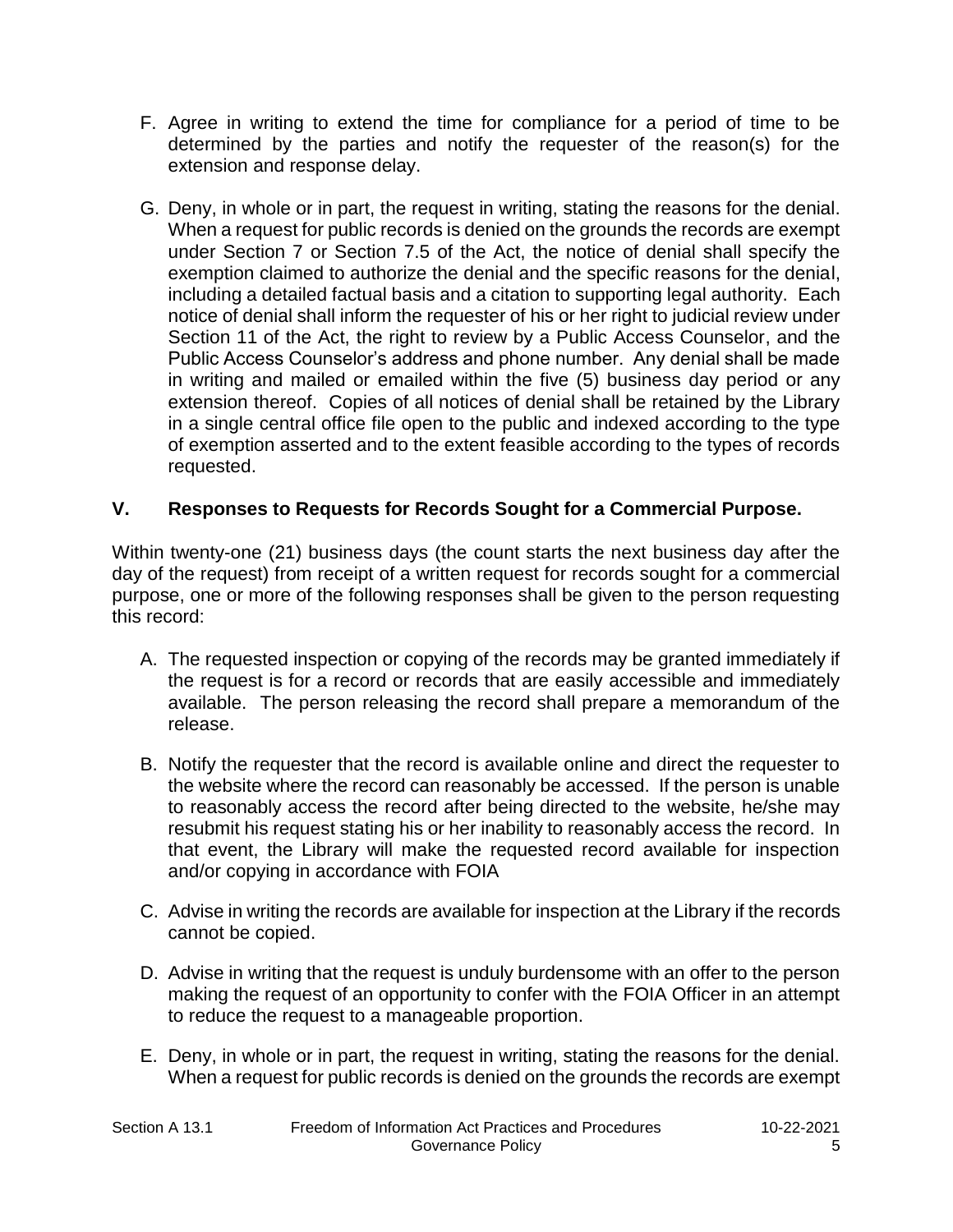F. Agree in writing to extend the time for compliance for a period of time to be determined by the parties and notify the requester of the reason(s) for the extension and response delay.

G. Deny, in whole or in part, the request in writing, stating the reasons for the denial. When a request for public records is denied on the grounds the records are exempt under Section 7 or Section 7.5 of the Act, the notice of denial shall specify the exemption claimed to authorize the denial and the specific reasons for the denial, including a detailed factual basis and a citation to supporting legal authority. Each notice of denial shall inform the requester of his or her right to judicial review under Section 11 of the Act, the right to review by a Public Access Counselor, and the Public Access Counselor's address and phone number. Any denial shall be made in writing and mailed or emailed within the five (5) business day period or any extension thereof. Copies of all notices of denial shall be retained by the Library in a single central office file open to the public and indexed according to the type of exemption asserted and to the extent feasible according to the types of records requested.

## V. Responses to Requests for Records Sought for a Commercial Purpose.

Within twenty-one (21) business days (the count starts the next business day after the day of the request) from receipt of a written request for records sought for a commercial purpose, one or more of the following responses shall be given to the person requesting this record:

A. The requested inspection or copying of the records may be granted immediately if the request is for a record or records that are easily accessible and immediately available. The person releasing the record shall prepare a memorandum of the release.

B. Notify the requester that the record is available online and direct the requester to the website where the record can reasonably be accessed. If the person is unable to reasonably access the record after being directed to the website, he/she may resubmit his request stating his or her inability to reasonably access the record. In that event, the Library will make the requested record available for inspection and/or copying in accordance with FOIA

C. Advise in writing the records are available for inspection at the Library if the records cannot be copied.

D. Advise in writing that the request is unduly burdensome with an offer to the person making the request of an opportunity to confer with the FOIA Officer in an attempt to reduce the request to a manageable proportion.

E. Deny, in whole or in part, the request in writing, stating the reasons for the denial. When a request for public records is denied on the grounds the records are exempt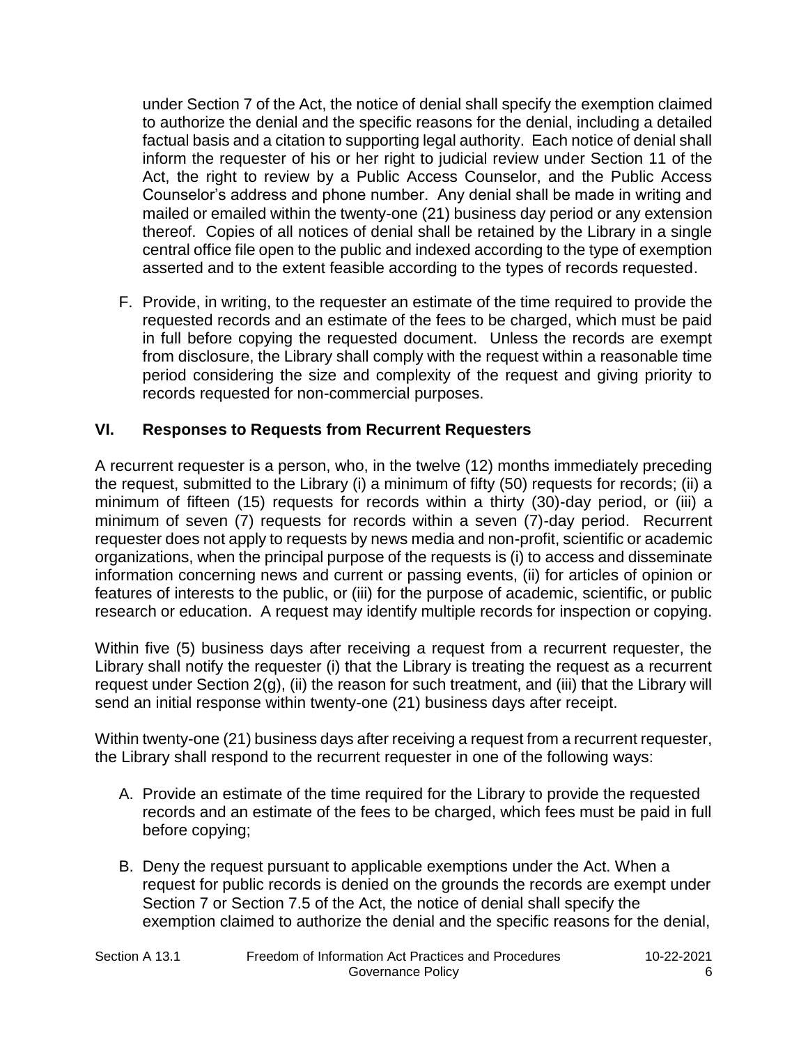under Section 7 of the Act, the notice of denial shall specify the exemption claimed to authorize the denial and the specific reasons for the denial, including a detailed factual basis and a citation to supporting legal authority. Each notice of denial shall inform the requester of his or her right to judicial review under Section 11 of the Act, the right to review by a Public Access Counselor, and the Public Access Counselor's address and phone number. Any denial shall be made in writing and mailed or emailed within the twenty-one (21) business day period or any extension thereof. Copies of all notices of denial shall be retained by the Library in a single central office file open to the public and indexed according to the type of exemption asserted and to the extent feasible according to the types of records requested.

F. Provide, in writing, to the requester an estimate of the time required to provide the requested records and an estimate of the fees to be charged, which must be paid in full before copying the requested document. Unless the records are exempt from disclosure, the Library shall comply with the request within a reasonable time period considering the size and complexity of the request and giving priority to records requested for non-commercial purposes.

## VI. Responses to Requests from Recurrent Requesters

A recurrent requester is a person, who, in the twelve (12) months immediately preceding the request, submitted to the Library (i) a minimum of fifty (50) requests for records; (ii) a minimum of fifteen (15) requests for records within a thirty (30)-day period, or (iii) a minimum of seven (7) requests for records within a seven (7)-day period. Recurrent requester does not apply to requests by news media and non-profit, scientific or academic organizations, when the principal purpose of the requests is (i) to access and disseminate information concerning news and current or passing events, (ii) for articles of opinion or features of interests to the public, or (iii) for the purpose of academic, scientific, or public research or education. A request may identify multiple records for inspection or copying.

Within five (5) business days after receiving a request from a recurrent requester, the Library shall notify the requester (i) that the Library is treating the request as a recurrent request under Section 2(g), (ii) the reason for such treatment, and (iii) that the Library will send an initial response within twenty-one (21) business days after receipt.

Within twenty-one (21) business days after receiving a request from a recurrent requester, the Library shall respond to the recurrent requester in one of the following ways:

A. Provide an estimate of the time required for the Library to provide the requested records and an estimate of the fees to be charged, which fees must be paid in full before copying;

B. Deny the request pursuant to applicable exemptions under the Act. When a request for public records is denied on the grounds the records are exempt under Section 7 or Section 7.5 of the Act, the notice of denial shall specify the exemption claimed to authorize the denial and the specific reasons for the denial,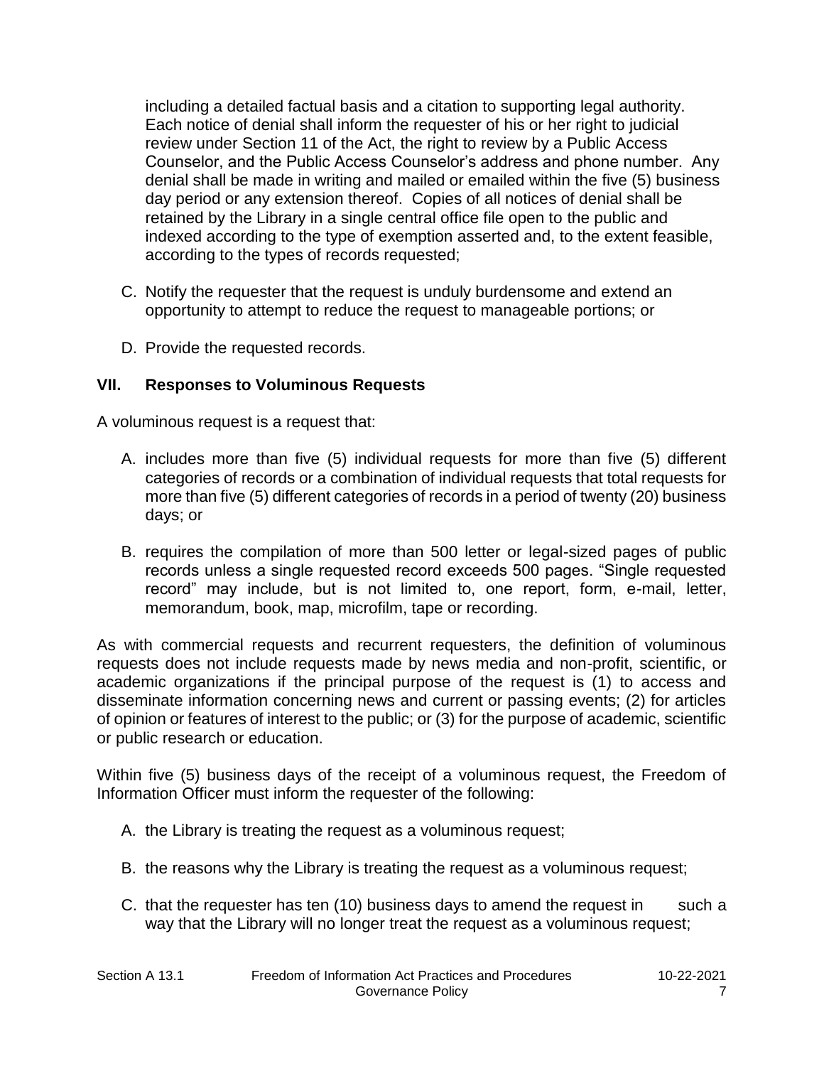including a detailed factual basis and a citation to supporting legal authority. Each notice of denial shall inform the requester of his or her right to judicial review under Section 11 of the Act, the right to review by a Public Access Counselor, and the Public Access Counselor's address and phone number. Any denial shall be made in writing and mailed or emailed within the five (5) business day period or any extension thereof. Copies of all notices of denial shall be retained by the Library in a single central office file open to the public and indexed according to the type of exemption asserted and, to the extent feasible, according to the types of records requested;

C. Notify the requester that the request is unduly burdensome and extend an opportunity to attempt to reduce the request to manageable portions; or

D. Provide the requested records.

## VII. Responses to Voluminous Requests

A voluminous request is a request that:

A. includes more than five (5) individual requests for more than five (5) different categories of records or a combination of individual requests that total requests for more than five (5) different categories of records in a period of twenty (20) business days; or

B. requires the compilation of more than 500 letter or legal-sized pages of public records unless a single requested record exceeds 500 pages. "Single requested record" may include, but is not limited to, one report, form, e-mail, letter, memorandum, book, map, microfilm, tape or recording.

As with commercial requests and recurrent requesters, the definition of voluminous requests does not include requests made by news media and non-profit, scientific, or academic organizations if the principal purpose of the request is (1) to access and disseminate information concerning news and current or passing events; (2) for articles of opinion or features of interest to the public; or (3) for the purpose of academic, scientific or public research or education.

Within five (5) business days of the receipt of a voluminous request, the Freedom of Information Officer must inform the requester of the following:

A. the Library is treating the request as a voluminous request;

B. the reasons why the Library is treating the request as a voluminous request;

C. that the requester has ten (10) business days to amend the request in such a way that the Library will no longer treat the request as a voluminous request;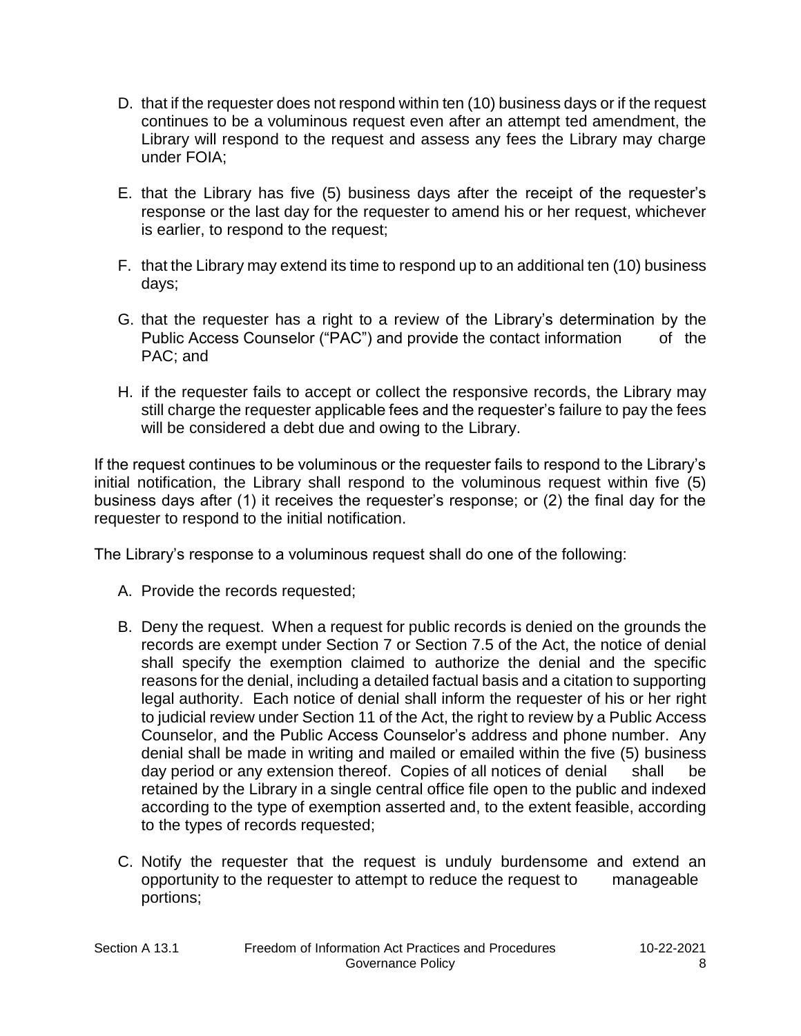D. that if the requester does not respond within ten (10) business days or if the request continues to be a voluminous request even after an attempt ted amendment, the Library will respond to the request and assess any fees the Library may charge under FOIA;

E. that the Library has five (5) business days after the receipt of the requester's response or the last day for the requester to amend his or her request, whichever is earlier, to respond to the request;

F. that the Library may extend its time to respond up to an additional ten (10) business days;

G. that the requester has a right to a review of the Library's determination by the Public Access Counselor ("PAC") and provide the contact information of the PAC; and

H. if the requester fails to accept or collect the responsive records, the Library may still charge the requester applicable fees and the requester's failure to pay the fees will be considered a debt due and owing to the Library.

If the request continues to be voluminous or the requester fails to respond to the Library's initial notification, the Library shall respond to the voluminous request within five (5) business days after (1) it receives the requester's response; or (2) the final day for the requester to respond to the initial notification.

The Library's response to a voluminous request shall do one of the following:

A. Provide the records requested;

B. Deny the request. When a request for public records is denied on the grounds the records are exempt under Section 7 or Section 7.5 of the Act, the notice of denial shall specify the exemption claimed to authorize the denial and the specific reasons for the denial, including a detailed factual basis and a citation to supporting legal authority. Each notice of denial shall inform the requester of his or her right to judicial review under Section 11 of the Act, the right to review by a Public Access Counselor, and the Public Access Counselor's address and phone number. Any denial shall be made in writing and mailed or emailed within the five (5) business day period or any extension thereof. Copies of all notices of denial shall be retained by the Library in a single central office file open to the public and indexed according to the type of exemption asserted and, to the extent feasible, according to the types of records requested;

C. Notify the requester that the request is unduly burdensome and extend an opportunity to the requester to attempt to reduce the request to manageable portions;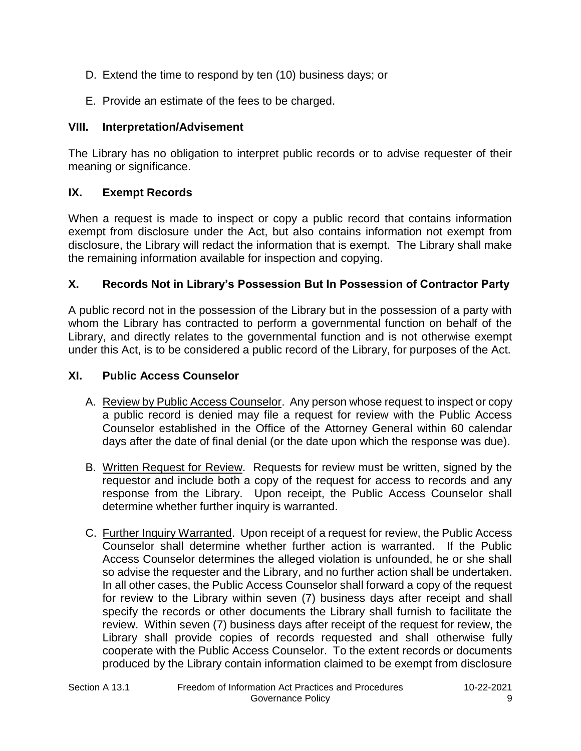D. Extend the time to respond by ten (10) business days; or

E. Provide an estimate of the fees to be charged.

## VIII. Interpretation/Advisement

The Library has no obligation to interpret public records or to advise requester of their meaning or significance.

## IX. Exempt Records

When a request is made to inspect or copy a public record that contains information exempt from disclosure under the Act, but also contains information not exempt from disclosure, the Library will redact the information that is exempt. The Library shall make the remaining information available for inspection and copying.

## X. Records Not in Library's Possession But In Possession of Contractor Party

A public record not in the possession of the Library but in the possession of a party with whom the Library has contracted to perform a governmental function on behalf of the Library, and directly relates to the governmental function and is not otherwise exempt under this Act, is to be considered a public record of the Library, for purposes of the Act.

## XI. Public Access Counselor

A. <u>Review by Public Access Counselor</u>. Any person whose request to inspect or copy a public record is denied may file a request for review with the Public Access Counselor established in the Office of the Attorney General within 60 calendar days after the date of final denial (or the date upon which the response was due).

B. <u>Written Request for Review</u>. Requests for review must be written, signed by the requestor and include both a copy of the request for access to records and any response from the Library. Upon receipt, the Public Access Counselor shall determine whether further inquiry is warranted.

C. <u>Further Inquiry Warranted</u>. Upon receipt of a request for review, the Public Access Counselor shall determine whether further action is warranted. If the Public Access Counselor determines the alleged violation is unfounded, he or she shall so advise the requester and the Library, and no further action shall be undertaken. In all other cases, the Public Access Counselor shall forward a copy of the request for review to the Library within seven (7) business days after receipt and shall specify the records or other documents the Library shall furnish to facilitate the review. Within seven (7) business days after receipt of the request for review, the Library shall provide copies of records requested and shall otherwise fully cooperate with the Public Access Counselor. To the extent records or documents produced by the Library contain information claimed to be exempt from disclosure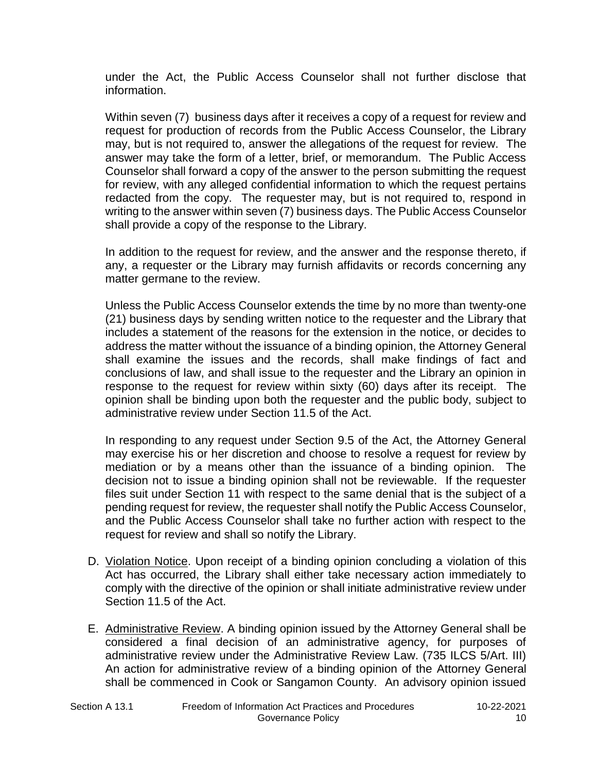under the Act, the Public Access Counselor shall not further disclose that information.

Within seven (7) business days after it receives a copy of a request for review and request for production of records from the Public Access Counselor, the Library may, but is not required to, answer the allegations of the request for review. The answer may take the form of a letter, brief, or memorandum. The Public Access Counselor shall forward a copy of the answer to the person submitting the request for review, with any alleged confidential information to which the request pertains redacted from the copy. The requester may, but is not required to, respond in writing to the answer within seven (7) business days. The Public Access Counselor shall provide a copy of the response to the Library.

In addition to the request for review, and the answer and the response thereto, if any, a requester or the Library may furnish affidavits or records concerning any matter germane to the review.

Unless the Public Access Counselor extends the time by no more than twenty-one (21) business days by sending written notice to the requester and the Library that includes a statement of the reasons for the extension in the notice, or decides to address the matter without the issuance of a binding opinion, the Attorney General shall examine the issues and the records, shall make findings of fact and conclusions of law, and shall issue to the requester and the Library an opinion in response to the request for review within sixty (60) days after its receipt. The opinion shall be binding upon both the requester and the public body, subject to administrative review under Section 11.5 of the Act.

In responding to any request under Section 9.5 of the Act, the Attorney General may exercise his or her discretion and choose to resolve a request for review by mediation or by a means other than the issuance of a binding opinion. The decision not to issue a binding opinion shall not be reviewable. If the requester files suit under Section 11 with respect to the same denial that is the subject of a pending request for review, the requester shall notify the Public Access Counselor, and the Public Access Counselor shall take no further action with respect to the request for review and shall so notify the Library.

D. Violation Notice. Upon receipt of a binding opinion concluding a violation of this Act has occurred, the Library shall either take necessary action immediately to comply with the directive of the opinion or shall initiate administrative review under Section 11.5 of the Act.

E. Administrative Review. A binding opinion issued by the Attorney General shall be considered a final decision of an administrative agency, for purposes of administrative review under the Administrative Review Law. (735 ILCS 5/Art. III) An action for administrative review of a binding opinion of the Attorney General shall be commenced in Cook or Sangamon County. An advisory opinion issued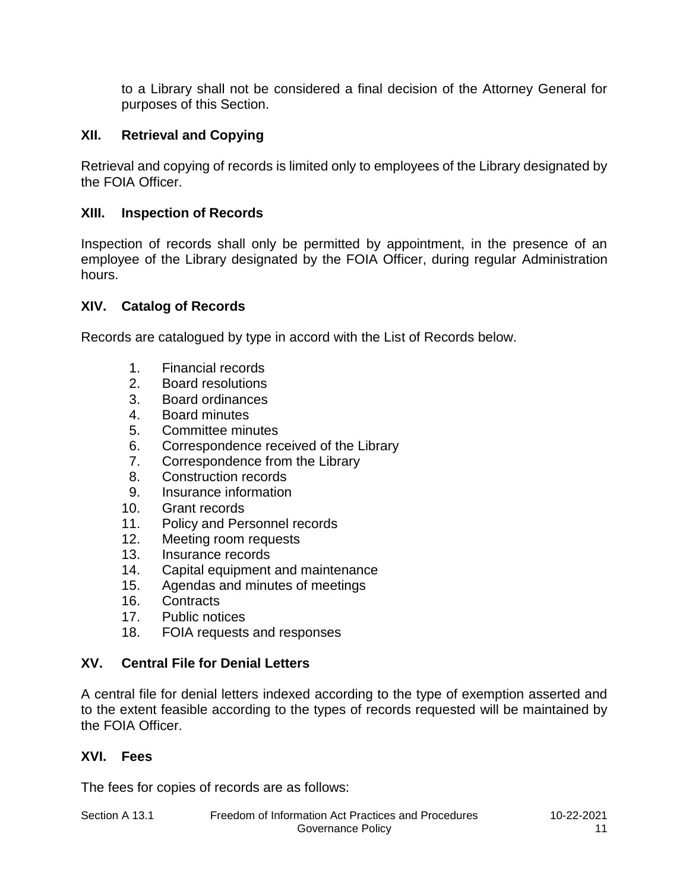to a Library shall not be considered a final decision of the Attorney General for purposes of this Section.

## XII. Retrieval and Copying

Retrieval and copying of records is limited only to employees of the Library designated by the FOIA Officer.

## XIII. Inspection of Records

Inspection of records shall only be permitted by appointment, in the presence of an employee of the Library designated by the FOIA Officer, during regular Administration hours.

## XIV. Catalog of Records

Records are catalogued by type in accord with the List of Records below.

1. Financial records
2. Board resolutions
3. Board ordinances
4. Board minutes
5. Committee minutes
6. Correspondence received of the Library
7. Correspondence from the Library
8. Construction records
9. Insurance information
10. Grant records
11. Policy and Personnel records
12. Meeting room requests
13. Insurance records
14. Capital equipment and maintenance
15. Agendas and minutes of meetings
16. Contracts
17. Public notices
18. FOIA requests and responses

## XV. Central File for Denial Letters

A central file for denial letters indexed according to the type of exemption asserted and to the extent feasible according to the types of records requested will be maintained by the FOIA Officer.

## XVI. Fees

The fees for copies of records are as follows: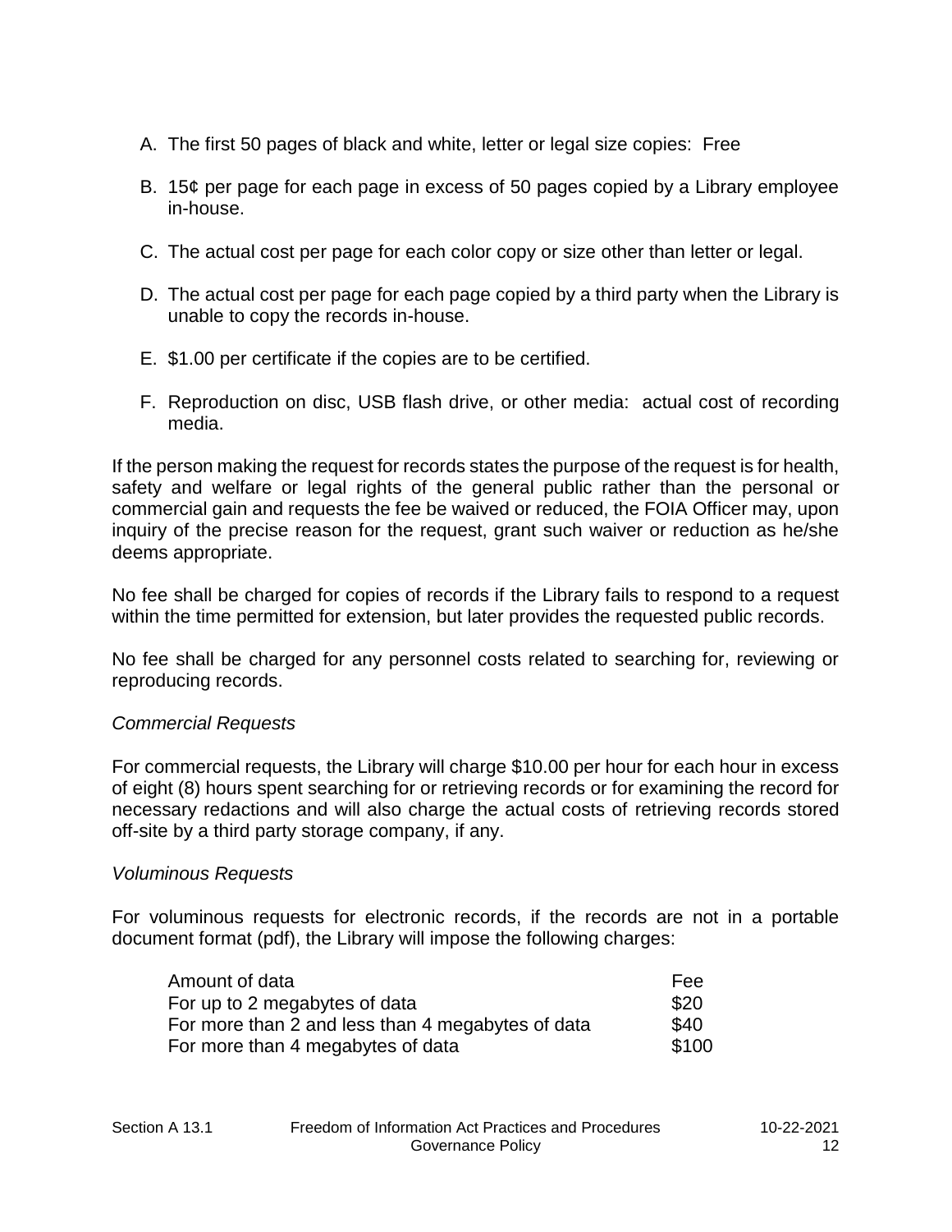A. The first 50 pages of black and white, letter or legal size copies: Free

B. 15¢ per page for each page in excess of 50 pages copied by a Library employee in-house.

C. The actual cost per page for each color copy or size other than letter or legal.

D. The actual cost per page for each page copied by a third party when the Library is unable to copy the records in-house.

E. $1.00 per certificate if the copies are to be certified.

F. Reproduction on disc, USB flash drive, or other media: actual cost of recording media.

If the person making the request for records states the purpose of the request is for health, safety and welfare or legal rights of the general public rather than the personal or commercial gain and requests the fee be waived or reduced, the FOIA Officer may, upon inquiry of the precise reason for the request, grant such waiver or reduction as he/she deems appropriate.

No fee shall be charged for copies of records if the Library fails to respond to a request within the time permitted for extension, but later provides the requested public records.

No fee shall be charged for any personnel costs related to searching for, reviewing or reproducing records.

*Commercial Requests*

For commercial requests, the Library will charge $10.00 per hour for each hour in excess of eight (8) hours spent searching for or retrieving records or for examining the record for necessary redactions and will also charge the actual costs of retrieving records stored off-site by a third party storage company, if any.

*Voluminous Requests*

For voluminous requests for electronic records, if the records are not in a portable document format (pdf), the Library will impose the following charges:

| Amount of data | Fee |
|---|---|
| For up to 2 megabytes of data | $20 |
| For more than 2 and less than 4 megabytes of data | $40 |
| For more than 4 megabytes of data | $100 |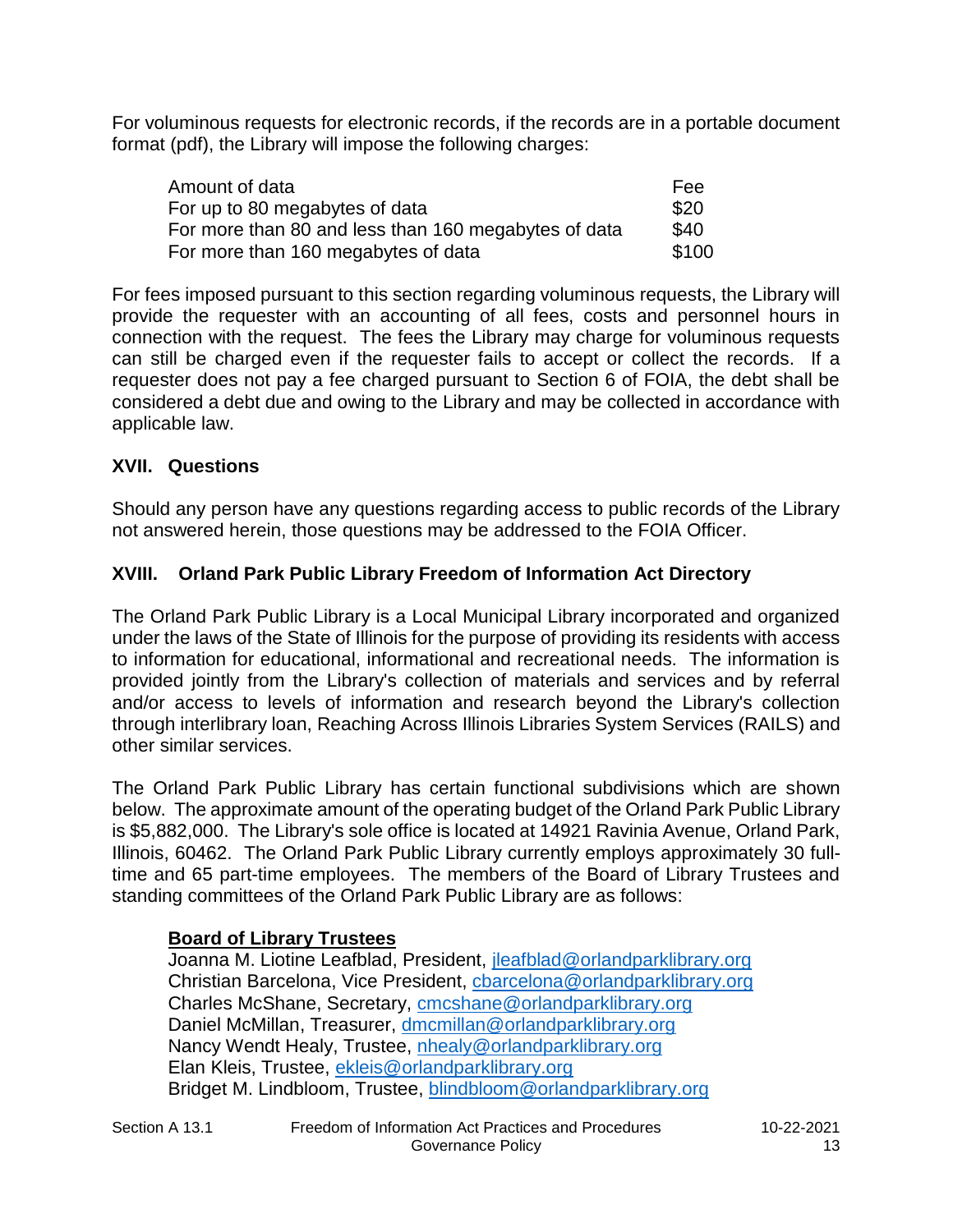For voluminous requests for electronic records, if the records are in a portable document format (pdf), the Library will impose the following charges:

| Amount of data | Fee |
|---|---|
| For up to 80 megabytes of data | $20 |
| For more than 80 and less than 160 megabytes of data | $40 |
| For more than 160 megabytes of data | $100 |

For fees imposed pursuant to this section regarding voluminous requests, the Library will provide the requester with an accounting of all fees, costs and personnel hours in connection with the request. The fees the Library may charge for voluminous requests can still be charged even if the requester fails to accept or collect the records. If a requester does not pay a fee charged pursuant to Section 6 of FOIA, the debt shall be considered a debt due and owing to the Library and may be collected in accordance with applicable law.

## XVII. Questions

Should any person have any questions regarding access to public records of the Library not answered herein, those questions may be addressed to the FOIA Officer.

## XVIII. Orland Park Public Library Freedom of Information Act Directory

The Orland Park Public Library is a Local Municipal Library incorporated and organized under the laws of the State of Illinois for the purpose of providing its residents with access to information for educational, informational and recreational needs. The information is provided jointly from the Library's collection of materials and services and by referral and/or access to levels of information and research beyond the Library's collection through interlibrary loan, Reaching Across Illinois Libraries System Services (RAILS) and other similar services.

The Orland Park Public Library has certain functional subdivisions which are shown below. The approximate amount of the operating budget of the Orland Park Public Library is $5,882,000. The Library's sole office is located at 14921 Ravinia Avenue, Orland Park, Illinois, 60462. The Orland Park Public Library currently employs approximately 30 full-time and 65 part-time employees. The members of the Board of Library Trustees and standing committees of the Orland Park Public Library are as follows:

**Board of Library Trustees**

Joanna M. Liotine Leafblad, President, jleafblad@orlandparklibrary.org
Christian Barcelona, Vice President, cbarcelona@orlandparklibrary.org
Charles McShane, Secretary, cmcshane@orlandparklibrary.org
Daniel McMillan, Treasurer, dmcmillan@orlandparklibrary.org
Nancy Wendt Healy, Trustee, nhealy@orlandparklibrary.org
Elan Kleis, Trustee, ekleis@orlandparklibrary.org
Bridget M. Lindbloom, Trustee, blindbloom@orlandparklibrary.org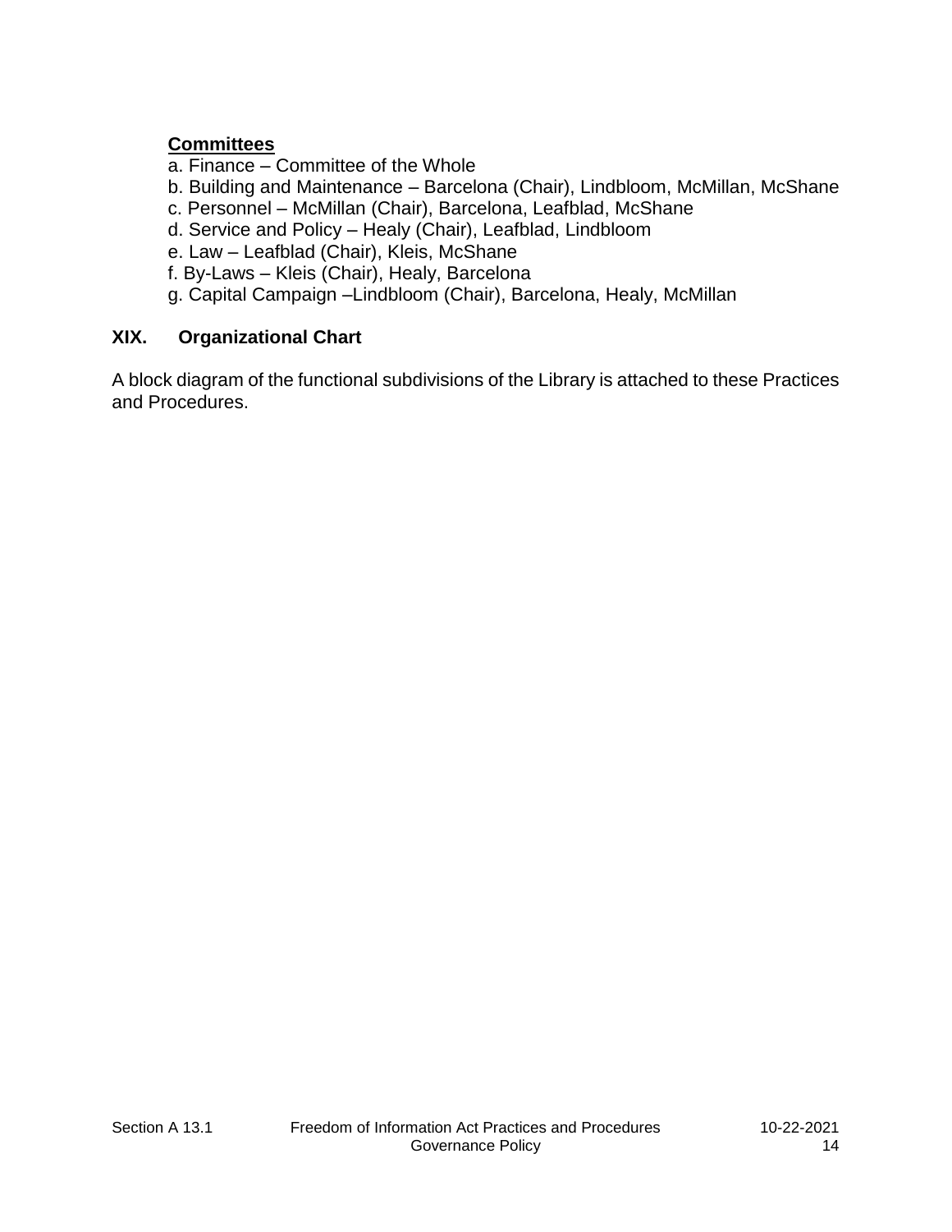**Committees**

a. Finance – Committee of the Whole
b. Building and Maintenance – Barcelona (Chair), Lindbloom, McMillan, McShane
c. Personnel – McMillan (Chair), Barcelona, Leafblad, McShane
d. Service and Policy – Healy (Chair), Leafblad, Lindbloom
e. Law – Leafblad (Chair), Kleis, McShane
f. By-Laws – Kleis (Chair), Healy, Barcelona
g. Capital Campaign –Lindbloom (Chair), Barcelona, Healy, McMillan

## XIX. Organizational Chart

A block diagram of the functional subdivisions of the Library is attached to these Practices and Procedures.